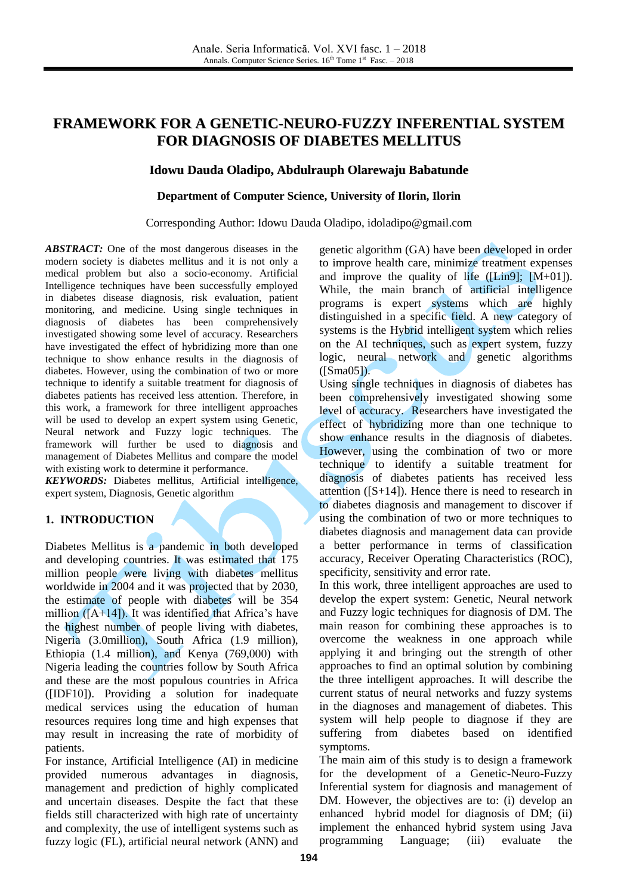# FRAMEWORK FOR A GENETIC-NEURO-FUZZY INFERENTIAL SYSTEM FOR DIAGNOSIS OF DIABETES MELLITUS

**Idowu Dauda Oladipo, Abdulrauph Olarewaju Babatunde**

**Department of Computer Science, University of Ilorin, Ilorin**

Corresponding Author: Idowu Dauda Oladipo, idoladipo@gmail.com

***ABSTRACT:*** One of the most dangerous diseases in the modern society is diabetes mellitus and it is not only a medical problem but also a socio-economy. Artificial Intelligence techniques have been successfully employed in diabetes disease diagnosis, risk evaluation, patient monitoring, and medicine. Using single techniques in diagnosis of diabetes has been comprehensively investigated showing some level of accuracy. Researchers have investigated the effect of hybridizing more than one technique to show enhance results in the diagnosis of diabetes. However, using the combination of two or more technique to identify a suitable treatment for diagnosis of diabetes patients has received less attention. Therefore, in this work, a framework for three intelligent approaches will be used to develop an expert system using Genetic, Neural network and Fuzzy logic techniques. The framework will further be used to diagnosis and management of Diabetes Mellitus and compare the model with existing work to determine it performance.

***KEYWORDS:*** Diabetes mellitus, Artificial intelligence, expert system, Diagnosis, Genetic algorithm

## 1. INTRODUCTION

Diabetes Mellitus is a pandemic in both developed and developing countries. It was estimated that 175 million people were living with diabetes mellitus worldwide in 2004 and it was projected that by 2030, the estimate of people with diabetes will be 354 million ([A+14]). It was identified that Africa's have the highest number of people living with diabetes, Nigeria (3.0million), South Africa (1.9 million), Ethiopia (1.4 million), and Kenya (769,000) with Nigeria leading the countries follow by South Africa and these are the most populous countries in Africa ([IDF10]). Providing a solution for inadequate medical services using the education of human resources requires long time and high expenses that may result in increasing the rate of morbidity of patients.

For instance, Artificial Intelligence (AI) in medicine provided numerous advantages in diagnosis, management and prediction of highly complicated and uncertain diseases. Despite the fact that these fields still characterized with high rate of uncertainty and complexity, the use of intelligent systems such as fuzzy logic (FL), artificial neural network (ANN) and genetic algorithm (GA) have been developed in order to improve health care, minimize treatment expenses and improve the quality of life ([Lin9]; [M+01]). While, the main branch of artificial intelligence programs is expert systems which are highly distinguished in a specific field. A new category of systems is the Hybrid intelligent system which relies on the AI techniques, such as expert system, fuzzy logic, neural network and genetic algorithms ([Sma05]).

Using single techniques in diagnosis of diabetes has been comprehensively investigated showing some level of accuracy. Researchers have investigated the effect of hybridizing more than one technique to show enhance results in the diagnosis of diabetes. However, using the combination of two or more technique to identify a suitable treatment for diagnosis of diabetes patients has received less attention ([S+14]). Hence there is need to research in to diabetes diagnosis and management to discover if using the combination of two or more techniques to diabetes diagnosis and management data can provide a better performance in terms of classification accuracy, Receiver Operating Characteristics (ROC), specificity, sensitivity and error rate.

In this work, three intelligent approaches are used to develop the expert system: Genetic, Neural network and Fuzzy logic techniques for diagnosis of DM. The main reason for combining these approaches is to overcome the weakness in one approach while applying it and bringing out the strength of other approaches to find an optimal solution by combining the three intelligent approaches. It will describe the current status of neural networks and fuzzy systems in the diagnoses and management of diabetes. This system will help people to diagnose if they are suffering from diabetes based on identified symptoms.

The main aim of this study is to design a framework for the development of a Genetic-Neuro-Fuzzy Inferential system for diagnosis and management of DM. However, the objectives are to: (i) develop an enhanced hybrid model for diagnosis of DM; (ii) implement the enhanced hybrid system using Java programming Language; (iii) evaluate the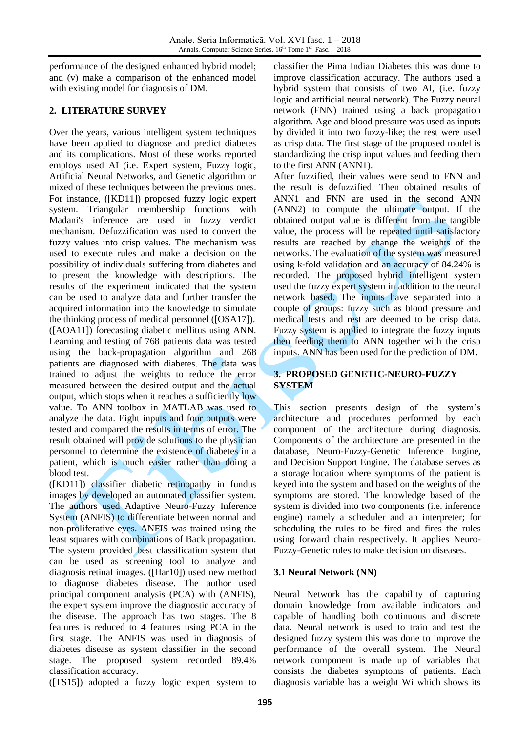performance of the designed enhanced hybrid model; and (v) make a comparison of the enhanced model with existing model for diagnosis of DM.

## 2. LITERATURE SURVEY

Over the years, various intelligent system techniques have been applied to diagnose and predict diabetes and its complications. Most of these works reported employs used AI (i.e. Expert system, Fuzzy logic, Artificial Neural Networks, and Genetic algorithm or mixed of these techniques between the previous ones. For instance, ([KD11]) proposed fuzzy logic expert system. Triangular membership functions with Madani's inference are used in fuzzy verdict mechanism. Defuzzification was used to convert the fuzzy values into crisp values. The mechanism was used to execute rules and make a decision on the possibility of individuals suffering from diabetes and to present the knowledge with descriptions. The results of the experiment indicated that the system can be used to analyze data and further transfer the acquired information into the knowledge to simulate the thinking process of medical personnel ([OSA17]).

([AOA11]) forecasting diabetic mellitus using ANN. Learning and testing of 768 patients data was tested using the back-propagation algorithm and 268 patients are diagnosed with diabetes. The data was trained to adjust the weights to reduce the error measured between the desired output and the actual output, which stops when it reaches a sufficiently low value. To ANN toolbox in MATLAB was used to analyze the data. Eight inputs and four outputs were tested and compared the results in terms of error. The result obtained will provide solutions to the physician personnel to determine the existence of diabetes in a patient, which is much easier rather than doing a blood test.

([KD11]) classifier diabetic retinopathy in fundus images by developed an automated classifier system. The authors used Adaptive Neuro-Fuzzy Inference System (ANFIS) to differentiate between normal and non-proliferative eyes. ANFIS was trained using the least squares with combinations of Back propagation. The system provided best classification system that can be used as screening tool to analyze and diagnosis retinal images. ([Har10]) used new method to diagnose diabetes disease. The author used principal component analysis (PCA) with (ANFIS), the expert system improve the diagnostic accuracy of the disease. The approach has two stages. The 8 features is reduced to 4 features using PCA in the first stage. The ANFIS was used in diagnosis of diabetes disease as system classifier in the second stage. The proposed system recorded 89.4% classification accuracy.

([TS15]) adopted a fuzzy logic expert system to classifier the Pima Indian Diabetes this was done to improve classification accuracy. The authors used a hybrid system that consists of two AI, (i.e. fuzzy logic and artificial neural network). The Fuzzy neural network (FNN) trained using a back propagation algorithm. Age and blood pressure was used as inputs by divided it into two fuzzy-like; the rest were used as crisp data. The first stage of the proposed model is standardizing the crisp input values and feeding them to the first ANN (ANN1).

After fuzzified, their values were send to FNN and the result is defuzzified. Then obtained results of ANN1 and FNN are used in the second ANN (ANN2) to compute the ultimate output. If the obtained output value is different from the tangible value, the process will be repeated until satisfactory results are reached by change the weights of the networks. The evaluation of the system was measured using k-fold validation and an accuracy of 84.24% is recorded. The proposed hybrid intelligent system used the fuzzy expert system in addition to the neural network based. The inputs have separated into a couple of groups: fuzzy such as blood pressure and medical tests and rest are deemed to be crisp data. Fuzzy system is applied to integrate the fuzzy inputs then feeding them to ANN together with the crisp inputs. ANN has been used for the prediction of DM.

## 3. PROPOSED GENETIC-NEURO-FUZZY SYSTEM

This section presents design of the system's architecture and procedures performed by each component of the architecture during diagnosis. Components of the architecture are presented in the database, Neuro-Fuzzy-Genetic Inference Engine, and Decision Support Engine. The database serves as a storage location where symptoms of the patient is keyed into the system and based on the weights of the symptoms are stored. The knowledge based of the system is divided into two components (i.e. inference engine) namely a scheduler and an interpreter; for scheduling the rules to be fired and fires the rules using forward chain respectively. It applies Neuro-Fuzzy-Genetic rules to make decision on diseases.

### 3.1 Neural Network (NN)

Neural Network has the capability of capturing domain knowledge from available indicators and capable of handling both continuous and discrete data. Neural network is used to train and test the designed fuzzy system this was done to improve the performance of the overall system. The Neural network component is made up of variables that consists the diabetes symptoms of patients. Each diagnosis variable has a weight Wi which shows its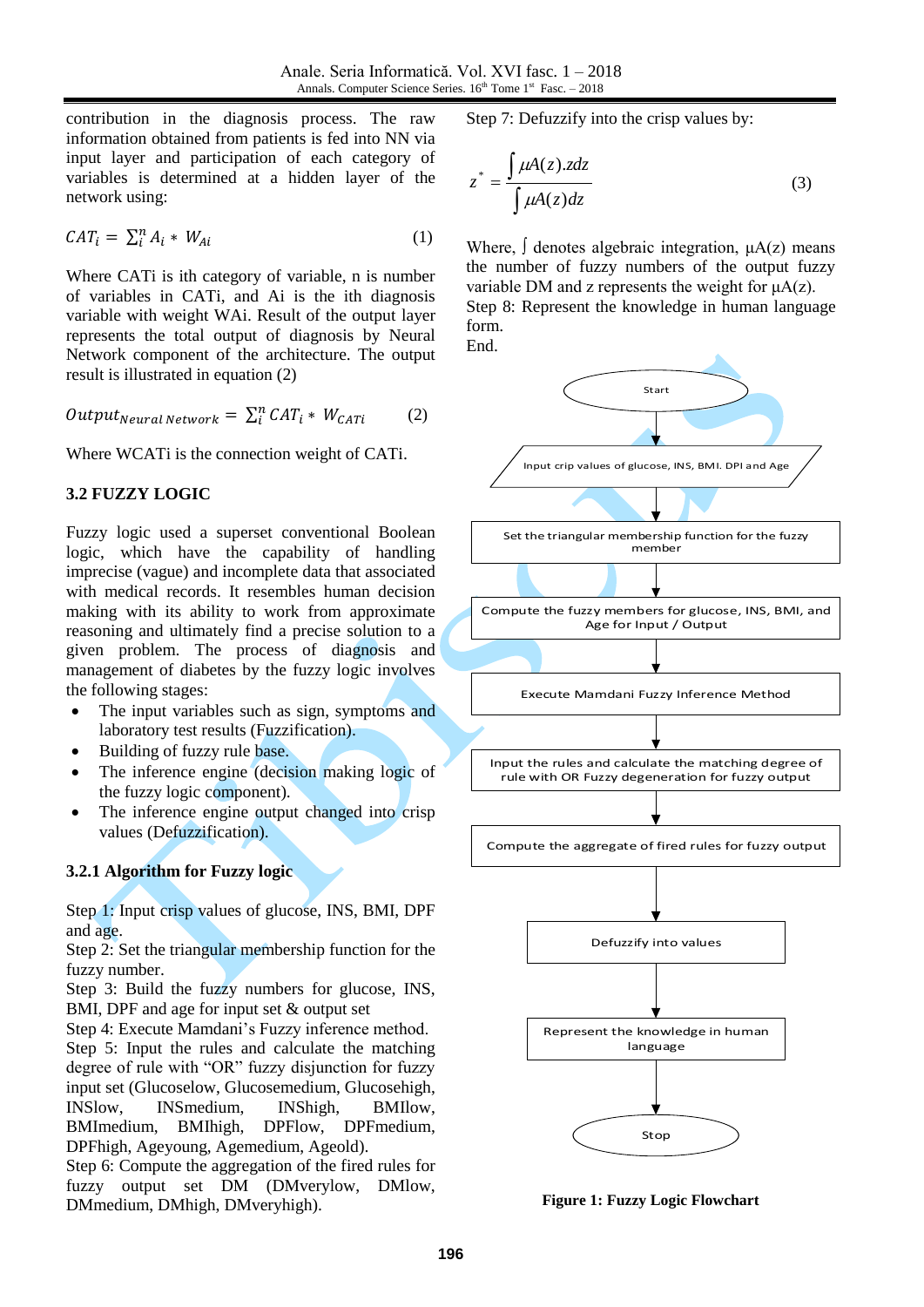contribution in the diagnosis process. The raw information obtained from patients is fed into NN via input layer and participation of each category of variables is determined at a hidden layer of the network using:

$$CAT_i = \sum_i^n A_i * W_{Ai} \quad (1)$$

Where CATi is ith category of variable, n is number of variables in CATi, and Ai is the ith diagnosis variable with weight WAi. Result of the output layer represents the total output of diagnosis by Neural Network component of the architecture. The output result is illustrated in equation (2)

$$Output_{Neural\ Network} = \sum_i^n CAT_i * W_{CATi} \quad (2)$$

Where WCATi is the connection weight of CATi.

### 3.2 FUZZY LOGIC

Fuzzy logic used a superset conventional Boolean logic, which have the capability of handling imprecise (vague) and incomplete data that associated with medical records. It resembles human decision making with its ability to work from approximate reasoning and ultimately find a precise solution to a given problem. The process of diagnosis and management of diabetes by the fuzzy logic involves the following stages:

- The input variables such as sign, symptoms and laboratory test results (Fuzzification).
- Building of fuzzy rule base.
- The inference engine (decision making logic of the fuzzy logic component).
- The inference engine output changed into crisp values (Defuzzification).

#### 3.2.1 Algorithm for Fuzzy logic

Step 1: Input crisp values of glucose, INS, BMI, DPF and age.
Step 2: Set the triangular membership function for the fuzzy number.
Step 3: Build the fuzzy numbers for glucose, INS, BMI, DPF and age for input set & output set
Step 4: Execute Mamdani's Fuzzy inference method.
Step 5: Input the rules and calculate the matching degree of rule with "OR" fuzzy disjunction for fuzzy input set (Glucoselow, Glucosemedium, Glucosehigh, INSlow, INSmedium, INShigh, BMIlow, BMImedium, BMIhigh, DPFlow, DPFmedium, DPFhigh, Ageyoung, Agemedium, Ageold).
Step 6: Compute the aggregation of the fired rules for fuzzy output set DM (DMverylow, DMlow, DMmedium, DMhigh, DMveryhigh).
Step 7: Defuzzify into the crisp values by:

$$z^* = \frac{\int \mu A(z).zdz}{\int \mu A(z)dz} \quad (3)$$

Where, ∫ denotes algebraic integration, μA(z) means the number of fuzzy numbers of the output fuzzy variable DM and z represents the weight for μA(z).
Step 8: Represent the knowledge in human language form.
End.

Start → Input crip values of glucose, INS, BMI. DPI and Age → Set the triangular membership function for the fuzzy member → Compute the fuzzy members for glucose, INS, BMI, and Age for Input / Output → Execute Mamdani Fuzzy Inference Method → Input the rules and calculate the matching degree of rule with OR Fuzzy degeneration for fuzzy output → Compute the aggregate of fired rules for fuzzy output → Defuzzify into values → Represent the knowledge in human language → Stop

**Figure 1: Fuzzy Logic Flowchart**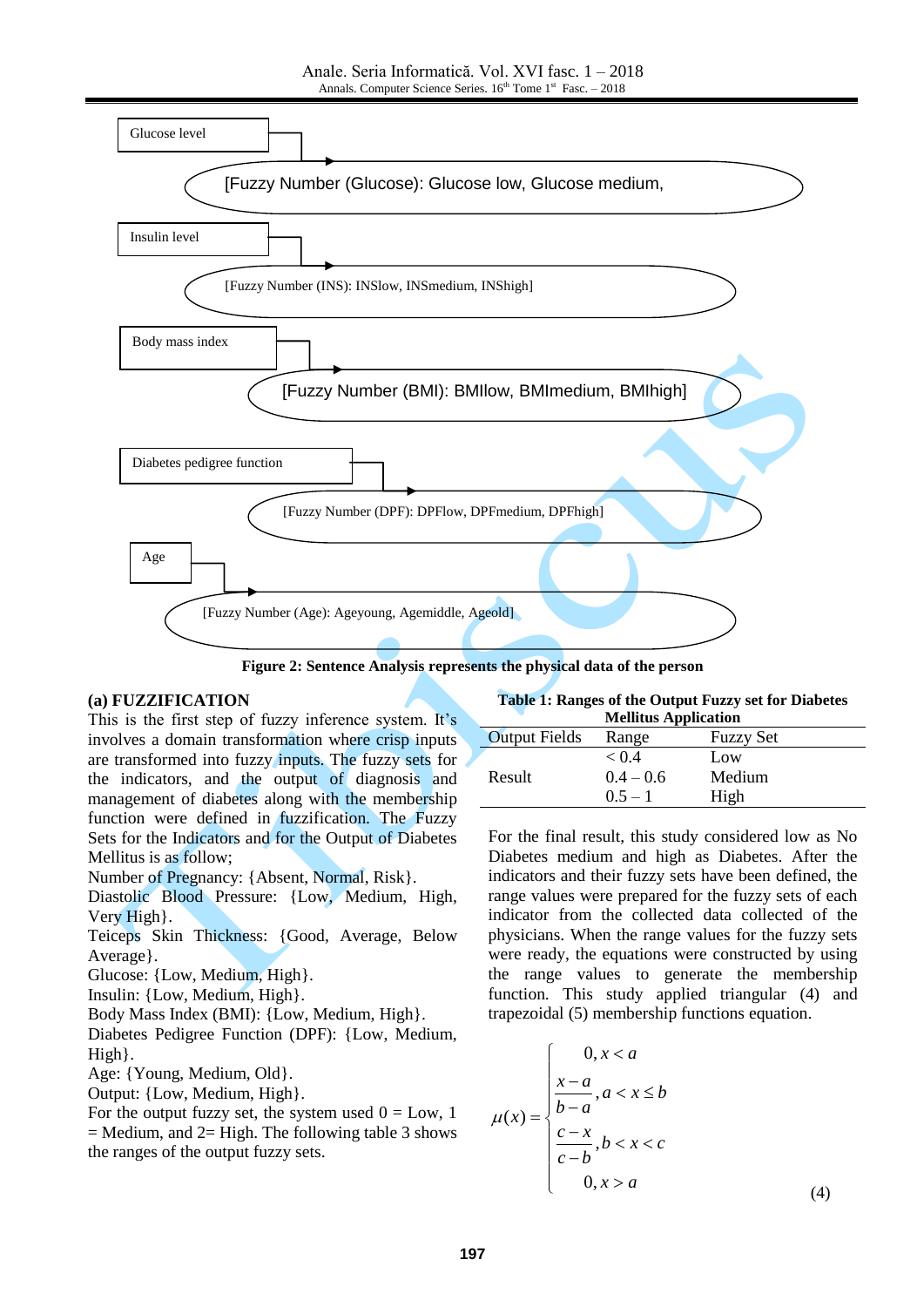Glucose level

[Fuzzy Number (Glucose): Glucose low, Glucose medium,

Insulin level

[Fuzzy Number (INS): INSlow, INSmedium, INShigh]

Body mass index

[Fuzzy Number (BMI): BMIlow, BMImedium, BMIhigh]

Diabetes pedigree function

[Fuzzy Number (DPF): DPFlow, DPFmedium, DPFhigh]

Age

[Fuzzy Number (Age): Ageyoung, Agemiddle, Ageold]

**Figure 2: Sentence Analysis represents the physical data of the person**

**(a) FUZZIFICATION**

This is the first step of fuzzy inference system. It's involves a domain transformation where crisp inputs are transformed into fuzzy inputs. The fuzzy sets for the indicators, and the output of diagnosis and management of diabetes along with the membership function were defined in fuzzification. The Fuzzy Sets for the Indicators and for the Output of Diabetes Mellitus is as follow;

Number of Pregnancy: {Absent, Normal, Risk}.
Diastolic Blood Pressure: {Low, Medium, High, Very High}.
Teiceps Skin Thickness: {Good, Average, Below Average}.
Glucose: {Low, Medium, High}.
Insulin: {Low, Medium, High}.
Body Mass Index (BMI): {Low, Medium, High}.
Diabetes Pedigree Function (DPF): {Low, Medium, High}.
Age: {Young, Medium, Old}.
Output: {Low, Medium, High}.
For the output fuzzy set, the system used 0 = Low, 1 = Medium, and 2= High. The following table 3 shows the ranges of the output fuzzy sets.

**Table 1: Ranges of the Output Fuzzy set for Diabetes Mellitus Application**

| Output Fields | Range | Fuzzy Set |
|---|---|---|
| | < 0.4 | Low |
| Result | 0.4 – 0.6 | Medium |
| | 0.5 – 1 | High |

For the final result, this study considered low as No Diabetes medium and high as Diabetes. After the indicators and their fuzzy sets have been defined, the range values were prepared for the fuzzy sets of each indicator from the collected data collected of the physicians. When the range values for the fuzzy sets were ready, the equations were constructed by using the range values to generate the membership function. This study applied triangular (4) and trapezoidal (5) membership functions equation.

$$\mu(x) = \begin{cases} 0, x < a \\ \dfrac{x-a}{b-a}, a < x \leq b \\ \dfrac{c-x}{c-b}, b < x < c \\ 0, x > a \end{cases} \tag{4}$$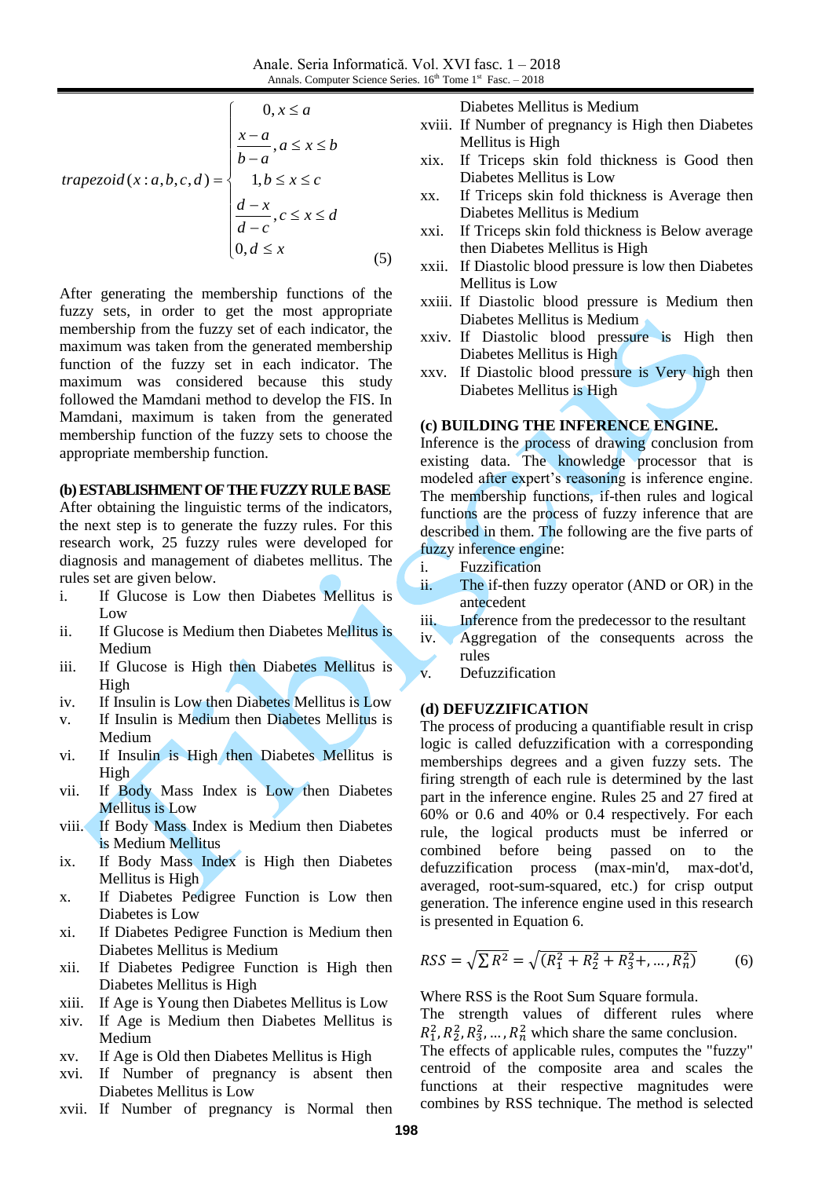$$trapezoid(x:a,b,c,d)=\begin{cases}0, x\le a\\ \dfrac{x-a}{b-a}, a\le x\le b\\ 1, b\le x\le c\\ \dfrac{d-x}{d-c}, c\le x\le d\\ 0, d\le x\end{cases} \quad (5)$$

After generating the membership functions of the fuzzy sets, in order to get the most appropriate membership from the fuzzy set of each indicator, the maximum was taken from the generated membership function of the fuzzy set in each indicator. The maximum was considered because this study followed the Mamdani method to develop the FIS. In Mamdani, maximum is taken from the generated membership function of the fuzzy sets to choose the appropriate membership function.

**(b) ESTABLISHMENT OF THE FUZZY RULE BASE**

After obtaining the linguistic terms of the indicators, the next step is to generate the fuzzy rules. For this research work, 25 fuzzy rules were developed for diagnosis and management of diabetes mellitus. The rules set are given below.

i. If Glucose is Low then Diabetes Mellitus is Low
ii. If Glucose is Medium then Diabetes Mellitus is Medium
iii. If Glucose is High then Diabetes Mellitus is High
iv. If Insulin is Low then Diabetes Mellitus is Low
v. If Insulin is Medium then Diabetes Mellitus is Medium
vi. If Insulin is High then Diabetes Mellitus is High
vii. If Body Mass Index is Low then Diabetes Mellitus is Low
viii. If Body Mass Index is Medium then Diabetes is Medium Mellitus
ix. If Body Mass Index is High then Diabetes Mellitus is High
x. If Diabetes Pedigree Function is Low then Diabetes is Low
xi. If Diabetes Pedigree Function is Medium then Diabetes Mellitus is Medium
xii. If Diabetes Pedigree Function is High then Diabetes Mellitus is High
xiii. If Age is Young then Diabetes Mellitus is Low
xiv. If Age is Medium then Diabetes Mellitus is Medium
xv. If Age is Old then Diabetes Mellitus is High
xvi. If Number of pregnancy is absent then Diabetes Mellitus is Low
xvii. If Number of pregnancy is Normal then Diabetes Mellitus is Medium
xviii. If Number of pregnancy is High then Diabetes Mellitus is High
xix. If Triceps skin fold thickness is Good then Diabetes Mellitus is Low
xx. If Triceps skin fold thickness is Average then Diabetes Mellitus is Medium
xxi. If Triceps skin fold thickness is Below average then Diabetes Mellitus is High
xxii. If Diastolic blood pressure is low then Diabetes Mellitus is Low
xxiii. If Diastolic blood pressure is Medium then Diabetes Mellitus is Medium
xxiv. If Diastolic blood pressure is High then Diabetes Mellitus is High
xxv. If Diastolic blood pressure is Very high then Diabetes Mellitus is High

**(c) BUILDING THE INFERENCE ENGINE.**

Inference is the process of drawing conclusion from existing data. The knowledge processor that is modeled after expert's reasoning is inference engine. The membership functions, if-then rules and logical functions are the process of fuzzy inference that are described in them. The following are the five parts of fuzzy inference engine:

i. Fuzzification
ii. The if-then fuzzy operator (AND or OR) in the antecedent
iii. Inference from the predecessor to the resultant
iv. Aggregation of the consequents across the rules
v. Defuzzification

**(d) DEFUZZIFICATION**

The process of producing a quantifiable result in crisp logic is called defuzzification with a corresponding memberships degrees and a given fuzzy sets. The firing strength of each rule is determined by the last part in the inference engine. Rules 25 and 27 fired at 60% or 0.6 and 40% or 0.4 respectively. For each rule, the logical products must be inferred or combined before being passed on to the defuzzification process (max-min'd, max-dot'd, averaged, root-sum-squared, etc.) for crisp output generation. The inference engine used in this research is presented in Equation 6.

$$RSS=\sqrt{\sum R^2}=\sqrt{(R_1^2+R_2^2+R_3^2+,\dots,R_n^2)} \quad (6)$$

Where RSS is the Root Sum Square formula.

The strength values of different rules where $R_1^2, R_2^2, R_3^2, \dots, R_n^2$ which share the same conclusion.

The effects of applicable rules, computes the "fuzzy" centroid of the composite area and scales the functions at their respective magnitudes were combines by RSS technique. The method is selected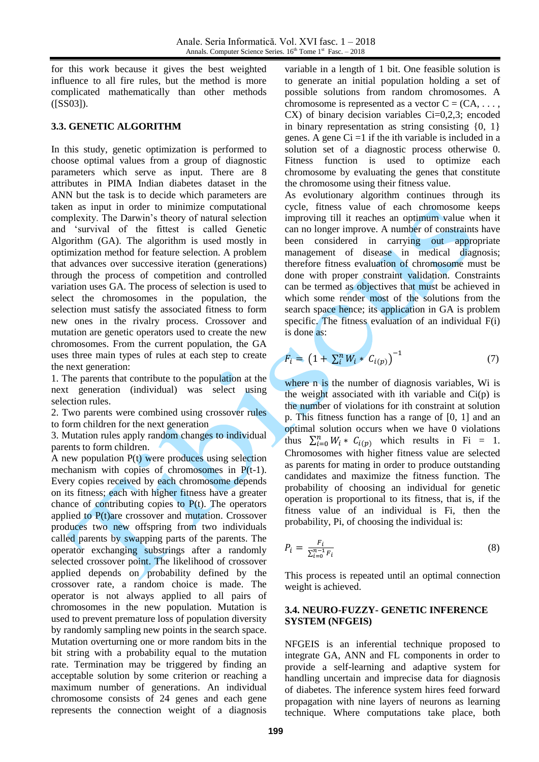for this work because it gives the best weighted influence to all fire rules, but the method is more complicated mathematically than other methods ([SS03]).

### 3.3. GENETIC ALGORITHM

In this study, genetic optimization is performed to choose optimal values from a group of diagnostic parameters which serve as input. There are 8 attributes in PIMA Indian diabetes dataset in the ANN but the task is to decide which parameters are taken as input in order to minimize computational complexity. The Darwin's theory of natural selection and 'survival of the fittest is called Genetic Algorithm (GA). The algorithm is used mostly in optimization method for feature selection. A problem that advances over successive iteration (generations) through the process of competition and controlled variation uses GA. The process of selection is used to select the chromosomes in the population, the selection must satisfy the associated fitness to form new ones in the rivalry process. Crossover and mutation are genetic operators used to create the new chromosomes. From the current population, the GA uses three main types of rules at each step to create the next generation:

1. The parents that contribute to the population at the next generation (individual) was select using selection rules.
2. Two parents were combined using crossover rules to form children for the next generation
3. Mutation rules apply random changes to individual parents to form children.

A new population P(t) were produces using selection mechanism with copies of chromosomes in P(t-1). Every copies received by each chromosome depends on its fitness; each with higher fitness have a greater chance of contributing copies to P(t). The operators applied to P(t)are crossover and mutation. Crossover produces two new offspring from two individuals called parents by swapping parts of the parents. The operator exchanging substrings after a randomly selected crossover point. The likelihood of crossover applied depends on probability defined by the crossover rate, a random choice is made. The operator is not always applied to all pairs of chromosomes in the new population. Mutation is used to prevent premature loss of population diversity by randomly sampling new points in the search space. Mutation overturning one or more random bits in the bit string with a probability equal to the mutation rate. Termination may be triggered by finding an acceptable solution by some criterion or reaching a maximum number of generations. An individual chromosome consists of 24 genes and each gene represents the connection weight of a diagnosis variable in a length of 1 bit. One feasible solution is to generate an initial population holding a set of possible solutions from random chromosomes. A chromosome is represented as a vector C = (CA, . . . , CX) of binary decision variables Ci=0,2,3; encoded in binary representation as string consisting {0, 1} genes. A gene Ci =1 if the ith variable is included in a solution set of a diagnostic process otherwise 0. Fitness function is used to optimize each chromosome by evaluating the genes that constitute the chromosome using their fitness value.

As evolutionary algorithm continues through its cycle, fitness value of each chromosome keeps improving till it reaches an optimum value when it can no longer improve. A number of constraints have been considered in carrying out appropriate management of disease in medical diagnosis; therefore fitness evaluation of chromosome must be done with proper constraint validation. Constraints can be termed as objectives that must be achieved in which some render most of the solutions from the search space hence; its application in GA is problem specific. The fitness evaluation of an individual F(i) is done as:

$$F_i = \left(1 + \sum_i^n W_i * C_{i(p)}\right)^{-1} \tag{7}$$

where n is the number of diagnosis variables, Wi is the weight associated with ith variable and Ci(p) is the number of violations for ith constraint at solution p. This fitness function has a range of [0, 1] and an optimal solution occurs when we have 0 violations thus $\sum_{i=0}^{n} W_i * C_{i(p)}$ which results in Fi = 1. Chromosomes with higher fitness value are selected as parents for mating in order to produce outstanding candidates and maximize the fitness function. The probability of choosing an individual for genetic operation is proportional to its fitness, that is, if the fitness value of an individual is Fi, then the probability, Pi, of choosing the individual is:

$$P_i = \frac{F_i}{\sum_{i=0}^{n-1} F_i} \tag{8}$$

This process is repeated until an optimal connection weight is achieved.

### 3.4. NEURO-FUZZY- GENETIC INFERENCE SYSTEM (NFGEIS)

NFGEIS is an inferential technique proposed to integrate GA, ANN and FL components in order to provide a self-learning and adaptive system for handling uncertain and imprecise data for diagnosis of diabetes. The inference system hires feed forward propagation with nine layers of neurons as learning technique. Where computations take place, both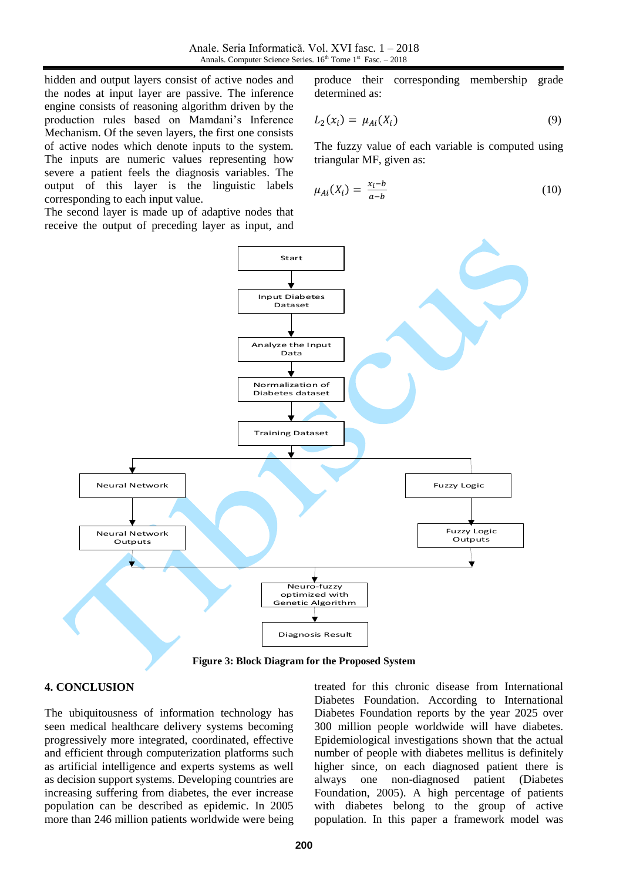hidden and output layers consist of active nodes and the nodes at input layer are passive. The inference engine consists of reasoning algorithm driven by the production rules based on Mamdani's Inference Mechanism. Of the seven layers, the first one consists of active nodes which denote inputs to the system. The inputs are numeric values representing how severe a patient feels the diagnosis variables. The output of this layer is the linguistic labels corresponding to each input value.

The second layer is made up of adaptive nodes that receive the output of preceding layer as input, and produce their corresponding membership grade determined as:

$$L_2(x_i) = \mu_{Ai}(X_i) \quad (9)$$

The fuzzy value of each variable is computed using triangular MF, given as:

$$\mu_{Ai}(X_i) = \frac{x_i - b}{a - b} \quad (10)$$

Start → Input Diabetes Dataset → Analyze the Input Data → Normalization of Diabetes dataset → Training Dataset → Neural Network → Neural Network Outputs / Fuzzy Logic → Fuzzy Logic Outputs → Neuro-fuzzy optimized with Genetic Algorithm → Diagnosis Result

**Figure 3: Block Diagram for the Proposed System**

## 4. CONCLUSION

The ubiquitousness of information technology has seen medical healthcare delivery systems becoming progressively more integrated, coordinated, effective and efficient through computerization platforms such as artificial intelligence and experts systems as well as decision support systems. Developing countries are increasing suffering from diabetes, the ever increase population can be described as epidemic. In 2005 more than 246 million patients worldwide were being treated for this chronic disease from International Diabetes Foundation. According to International Diabetes Foundation reports by the year 2025 over 300 million people worldwide will have diabetes. Epidemiological investigations shown that the actual number of people with diabetes mellitus is definitely higher since, on each diagnosed patient there is always one non-diagnosed patient (Diabetes Foundation, 2005). A high percentage of patients with diabetes belong to the group of active population. In this paper a framework model was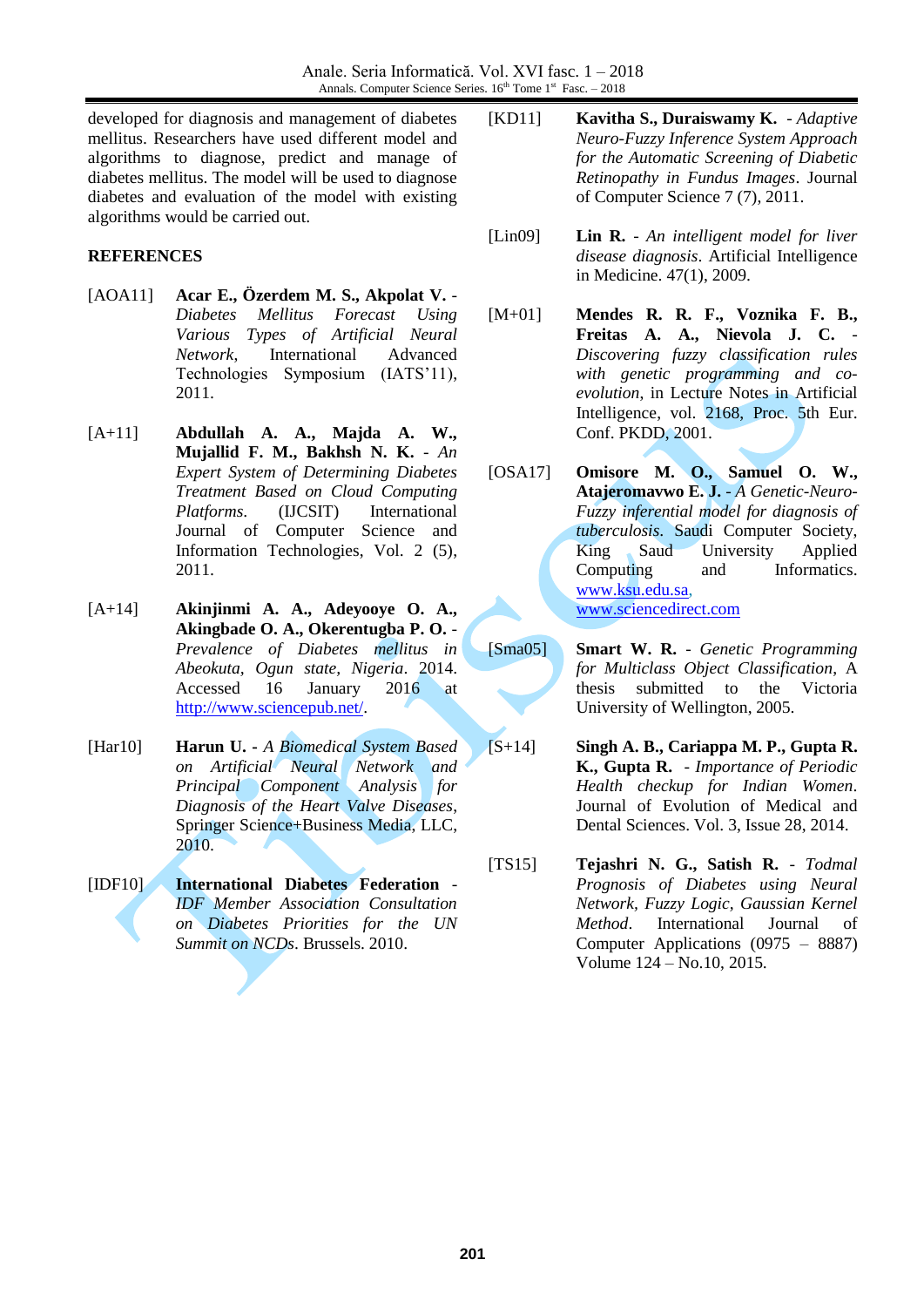developed for diagnosis and management of diabetes mellitus. Researchers have used different model and algorithms to diagnose, predict and manage of diabetes mellitus. The model will be used to diagnose diabetes and evaluation of the model with existing algorithms would be carried out.

## REFERENCES

[AOA11] **Acar E., Özerdem M. S., Akpolat V.** - *Diabetes Mellitus Forecast Using Various Types of Artificial Neural Network*, International Advanced Technologies Symposium (IATS'11), 2011.

[A+11] **Abdullah A. A., Majda A. W., Mujallid F. M., Bakhsh N. K.** - *An Expert System of Determining Diabetes Treatment Based on Cloud Computing Platforms*. (IJCSIT) International Journal of Computer Science and Information Technologies, Vol. 2 (5), 2011.

[A+14] **Akinjinmi A. A., Adeyooye O. A., Akingbade O. A., Okerentugba P. O.** - *Prevalence of Diabetes mellitus in Abeokuta, Ogun state, Nigeria*. 2014. Accessed 16 January 2016 at http://www.sciencepub.net/.

[Har10] **Harun U.** - *A Biomedical System Based on Artificial Neural Network and Principal Component Analysis for Diagnosis of the Heart Valve Diseases*, Springer Science+Business Media, LLC, 2010.

[IDF10] **International Diabetes Federation** - *IDF Member Association Consultation on Diabetes Priorities for the UN Summit on NCDs*. Brussels. 2010.

[KD11] **Kavitha S., Duraiswamy K.** - *Adaptive Neuro-Fuzzy Inference System Approach for the Automatic Screening of Diabetic Retinopathy in Fundus Images*. Journal of Computer Science 7 (7), 2011.

[Lin09] **Lin R.** - *An intelligent model for liver disease diagnosis*. Artificial Intelligence in Medicine. 47(1), 2009.

[M+01] **Mendes R. R. F., Voznika F. B., Freitas A. A., Nievola J. C.** - *Discovering fuzzy classification rules with genetic programming and co-evolution*, in Lecture Notes in Artificial Intelligence, vol. 2168, Proc. 5th Eur. Conf. PKDD, 2001.

[OSA17] **Omisore M. O., Samuel O. W., Atajeromavwo E. J.** - *A Genetic-Neuro-Fuzzy inferential model for diagnosis of tuberculosis*. Saudi Computer Society, King Saud University Applied Computing and Informatics. www.ksu.edu.sa, www.sciencedirect.com

[Sma05] **Smart W. R.** - *Genetic Programming for Multiclass Object Classification*, A thesis submitted to the Victoria University of Wellington, 2005.

[S+14] **Singh A. B., Cariappa M. P., Gupta R. K., Gupta R.** - *Importance of Periodic Health checkup for Indian Women*. Journal of Evolution of Medical and Dental Sciences. Vol. 3, Issue 28, 2014.

[TS15] **Tejashri N. G., Satish R.** - *Todmal Prognosis of Diabetes using Neural Network, Fuzzy Logic, Gaussian Kernel Method*. International Journal of Computer Applications (0975 – 8887) Volume 124 – No.10, 2015.